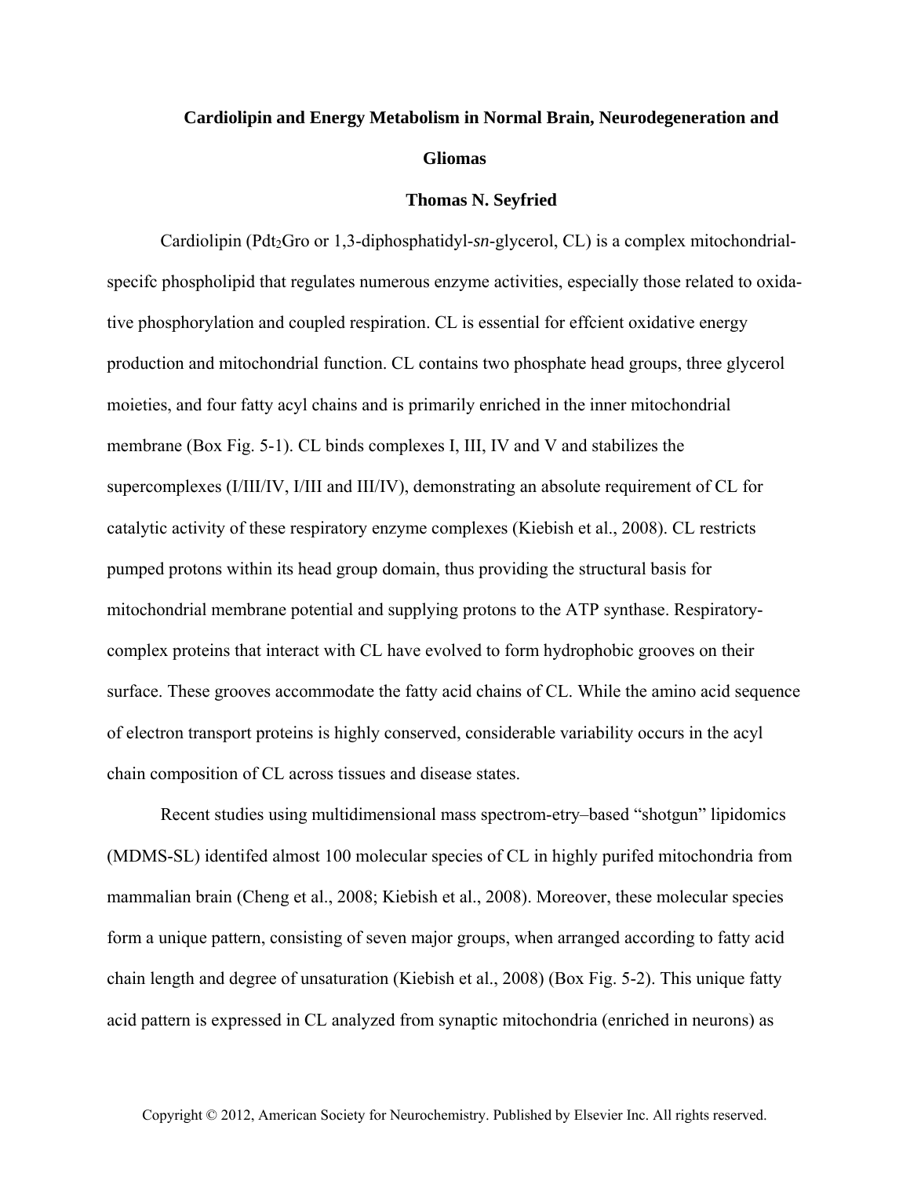# Cardiolipin and Energy Metabolism in Normal Brain, Neurodegeneration and Gliomas

**Thomas N. Seyfried**

Cardiolipin ($Pdt_2Gro$ or 1,3-diphosphatidyl-*sn*-glycerol, CL) is a complex mitochondrial-specifc phospholipid that regulates numerous enzyme activities, especially those related to oxidative phosphorylation and coupled respiration. CL is essential for effcient oxidative energy production and mitochondrial function. CL contains two phosphate head groups, three glycerol moieties, and four fatty acyl chains and is primarily enriched in the inner mitochondrial membrane (Box Fig. 5-1). CL binds complexes I, III, IV and V and stabilizes the supercomplexes (I/III/IV, I/III and III/IV), demonstrating an absolute requirement of CL for catalytic activity of these respiratory enzyme complexes (Kiebish et al., 2008). CL restricts pumped protons within its head group domain, thus providing the structural basis for mitochondrial membrane potential and supplying protons to the ATP synthase. Respiratory-complex proteins that interact with CL have evolved to form hydrophobic grooves on their surface. These grooves accommodate the fatty acid chains of CL. While the amino acid sequence of electron transport proteins is highly conserved, considerable variability occurs in the acyl chain composition of CL across tissues and disease states.

Recent studies using multidimensional mass spectrom-etry–based "shotgun" lipidomics (MDMS-SL) identifed almost 100 molecular species of CL in highly purifed mitochondria from mammalian brain (Cheng et al., 2008; Kiebish et al., 2008). Moreover, these molecular species form a unique pattern, consisting of seven major groups, when arranged according to fatty acid chain length and degree of unsaturation (Kiebish et al., 2008) (Box Fig. 5-2). This unique fatty acid pattern is expressed in CL analyzed from synaptic mitochondria (enriched in neurons) as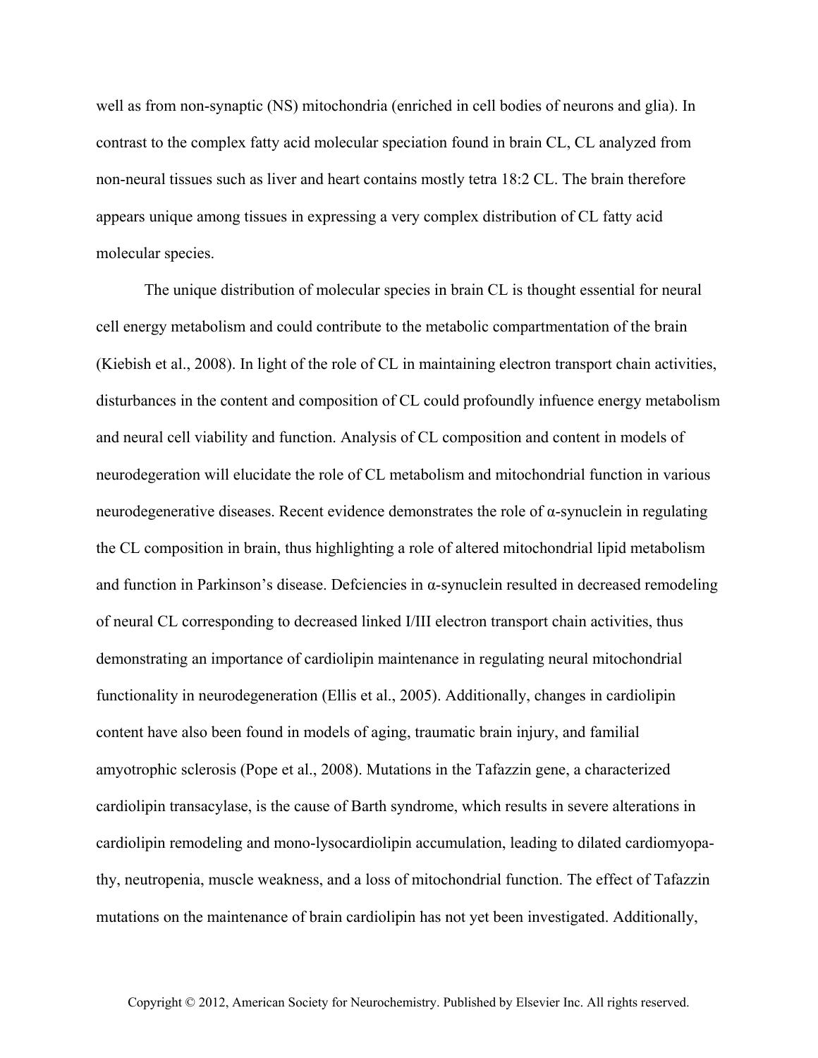well as from non-synaptic (NS) mitochondria (enriched in cell bodies of neurons and glia). In contrast to the complex fatty acid molecular speciation found in brain CL, CL analyzed from non-neural tissues such as liver and heart contains mostly tetra 18:2 CL. The brain therefore appears unique among tissues in expressing a very complex distribution of CL fatty acid molecular species.

The unique distribution of molecular species in brain CL is thought essential for neural cell energy metabolism and could contribute to the metabolic compartmentation of the brain (Kiebish et al., 2008). In light of the role of CL in maintaining electron transport chain activities, disturbances in the content and composition of CL could profoundly infuence energy metabolism and neural cell viability and function. Analysis of CL composition and content in models of neurodegeration will elucidate the role of CL metabolism and mitochondrial function in various neurodegenerative diseases. Recent evidence demonstrates the role of α-synuclein in regulating the CL composition in brain, thus highlighting a role of altered mitochondrial lipid metabolism and function in Parkinson's disease. Defciencies in α-synuclein resulted in decreased remodeling of neural CL corresponding to decreased linked I/III electron transport chain activities, thus demonstrating an importance of cardiolipin maintenance in regulating neural mitochondrial functionality in neurodegeneration (Ellis et al., 2005). Additionally, changes in cardiolipin content have also been found in models of aging, traumatic brain injury, and familial amyotrophic sclerosis (Pope et al., 2008). Mutations in the Tafazzin gene, a characterized cardiolipin transacylase, is the cause of Barth syndrome, which results in severe alterations in cardiolipin remodeling and mono-lysocardiolipin accumulation, leading to dilated cardiomyopathy, neutropenia, muscle weakness, and a loss of mitochondrial function. The effect of Tafazzin mutations on the maintenance of brain cardiolipin has not yet been investigated. Additionally,

Copyright © 2012, American Society for Neurochemistry. Published by Elsevier Inc. All rights reserved.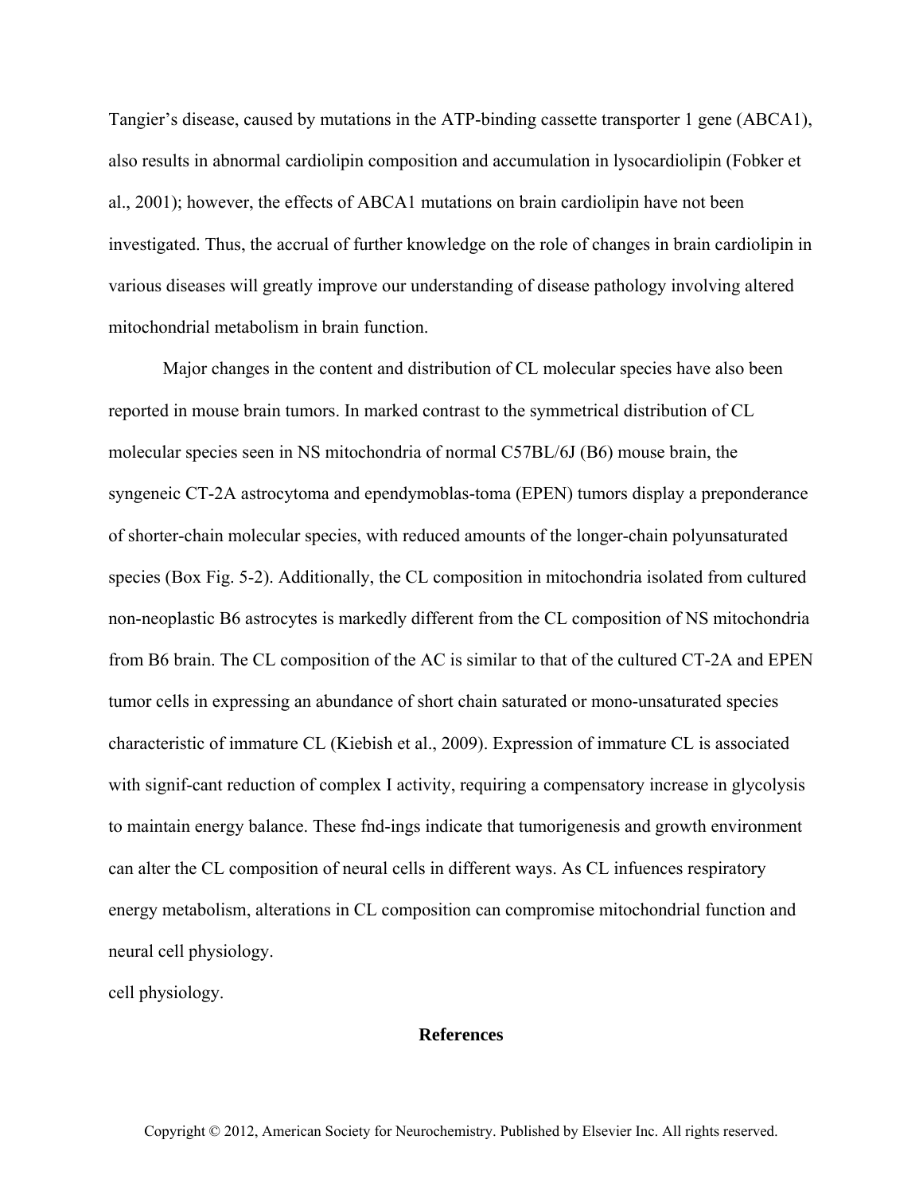Tangier's disease, caused by mutations in the ATP-binding cassette transporter 1 gene (ABCA1), also results in abnormal cardiolipin composition and accumulation in lysocardiolipin (Fobker et al., 2001); however, the effects of ABCA1 mutations on brain cardiolipin have not been investigated. Thus, the accrual of further knowledge on the role of changes in brain cardiolipin in various diseases will greatly improve our understanding of disease pathology involving altered mitochondrial metabolism in brain function.

Major changes in the content and distribution of CL molecular species have also been reported in mouse brain tumors. In marked contrast to the symmetrical distribution of CL molecular species seen in NS mitochondria of normal C57BL/6J (B6) mouse brain, the syngeneic CT-2A astrocytoma and ependymoblas-toma (EPEN) tumors display a preponderance of shorter-chain molecular species, with reduced amounts of the longer-chain polyunsaturated species (Box Fig. 5-2). Additionally, the CL composition in mitochondria isolated from cultured non-neoplastic B6 astrocytes is markedly different from the CL composition of NS mitochondria from B6 brain. The CL composition of the AC is similar to that of the cultured CT-2A and EPEN tumor cells in expressing an abundance of short chain saturated or mono-unsaturated species characteristic of immature CL (Kiebish et al., 2009). Expression of immature CL is associated with signif-cant reduction of complex I activity, requiring a compensatory increase in glycolysis to maintain energy balance. These fnd-ings indicate that tumorigenesis and growth environment can alter the CL composition of neural cells in different ways. As CL infuences respiratory energy metabolism, alterations in CL composition can compromise mitochondrial function and neural cell physiology.

cell physiology.

## References

Copyright © 2012, American Society for Neurochemistry. Published by Elsevier Inc. All rights reserved.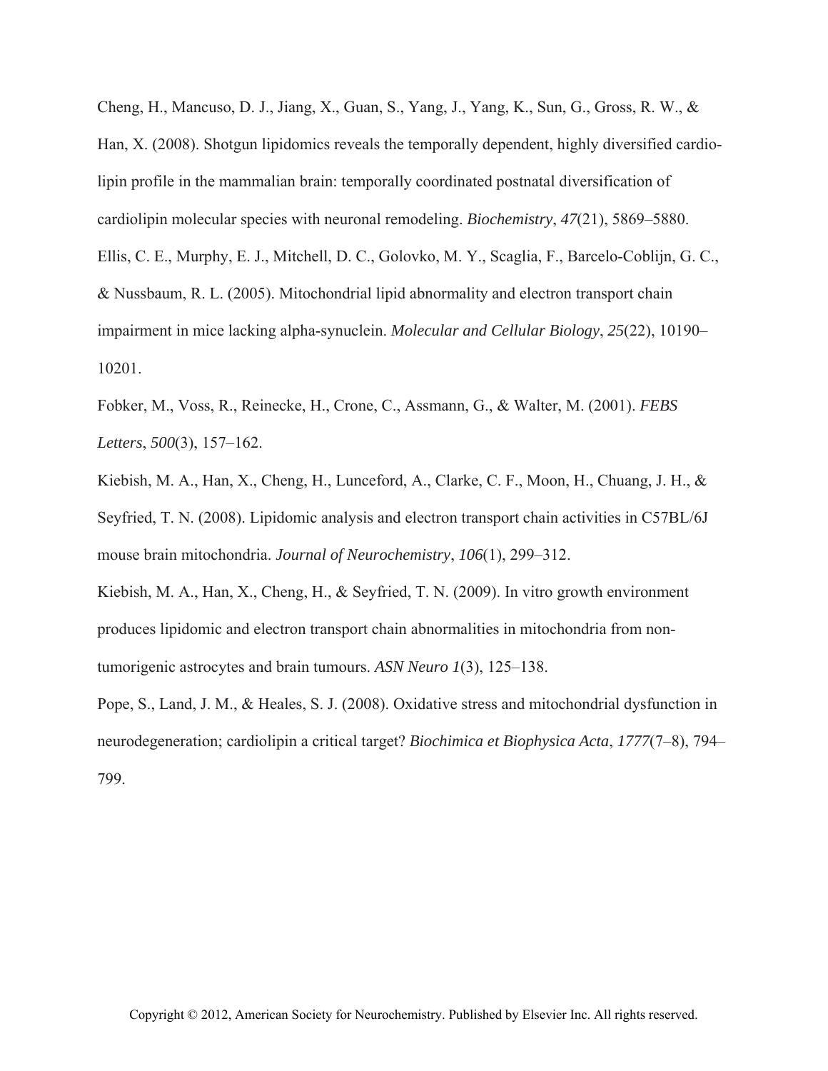Cheng, H., Mancuso, D. J., Jiang, X., Guan, S., Yang, J., Yang, K., Sun, G., Gross, R. W., & Han, X. (2008). Shotgun lipidomics reveals the temporally dependent, highly diversified cardiolipin profile in the mammalian brain: temporally coordinated postnatal diversification of cardiolipin molecular species with neuronal remodeling. *Biochemistry*, *47*(21), 5869–5880.

Ellis, C. E., Murphy, E. J., Mitchell, D. C., Golovko, M. Y., Scaglia, F., Barcelo-Coblijn, G. C., & Nussbaum, R. L. (2005). Mitochondrial lipid abnormality and electron transport chain impairment in mice lacking alpha-synuclein. *Molecular and Cellular Biology*, *25*(22), 10190–10201.

Fobker, M., Voss, R., Reinecke, H., Crone, C., Assmann, G., & Walter, M. (2001). *FEBS Letters*, *500*(3), 157–162.

Kiebish, M. A., Han, X., Cheng, H., Lunceford, A., Clarke, C. F., Moon, H., Chuang, J. H., & Seyfried, T. N. (2008). Lipidomic analysis and electron transport chain activities in C57BL/6J mouse brain mitochondria. *Journal of Neurochemistry*, *106*(1), 299–312.

Kiebish, M. A., Han, X., Cheng, H., & Seyfried, T. N. (2009). In vitro growth environment produces lipidomic and electron transport chain abnormalities in mitochondria from non-tumorigenic astrocytes and brain tumours. *ASN Neuro 1*(3), 125–138.

Pope, S., Land, J. M., & Heales, S. J. (2008). Oxidative stress and mitochondrial dysfunction in neurodegeneration; cardiolipin a critical target? *Biochimica et Biophysica Acta*, *1777*(7–8), 794–799.

Copyright © 2012, American Society for Neurochemistry. Published by Elsevier Inc. All rights reserved.